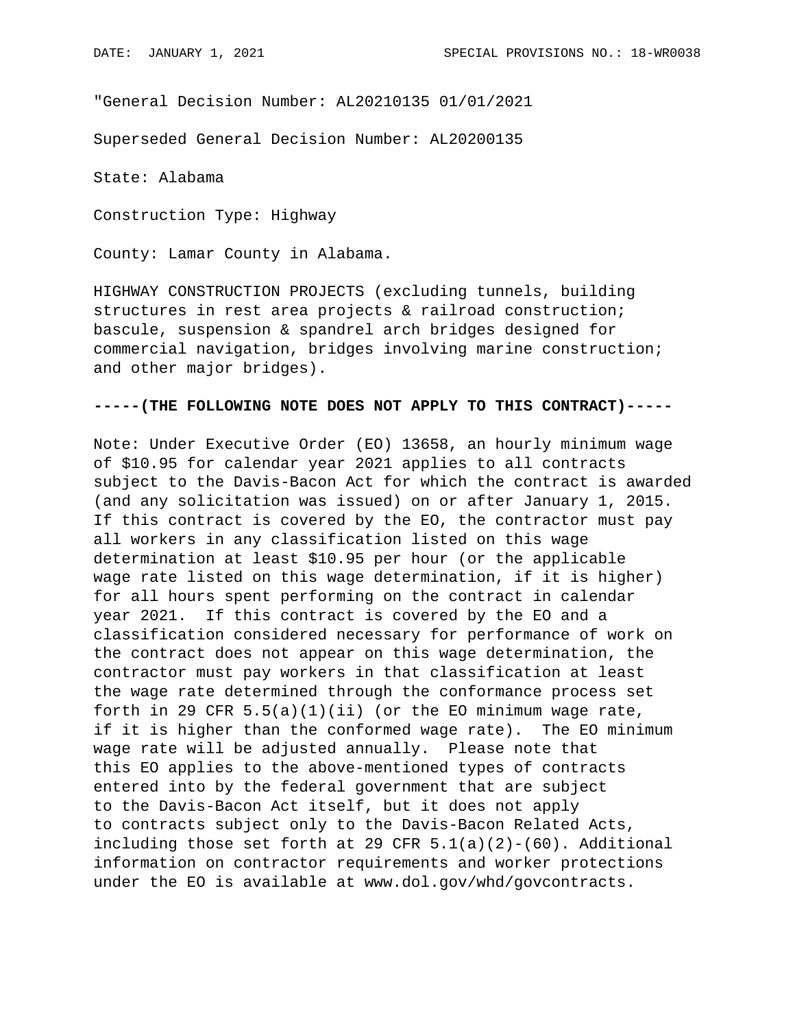DATE: JANUARY 1, 2021 SPECIAL PROVISIONS NO.: 18-WR0038

"General Decision Number: AL20210135 01/01/2021

Superseded General Decision Number: AL20200135

State: Alabama

Construction Type: Highway

County: Lamar County in Alabama.

HIGHWAY CONSTRUCTION PROJECTS (excluding tunnels, building structures in rest area projects & railroad construction; bascule, suspension & spandrel arch bridges designed for commercial navigation, bridges involving marine construction; and other major bridges).

**-----(THE FOLLOWING NOTE DOES NOT APPLY TO THIS CONTRACT)-----**

Note: Under Executive Order (EO) 13658, an hourly minimum wage of $10.95 for calendar year 2021 applies to all contracts subject to the Davis-Bacon Act for which the contract is awarded (and any solicitation was issued) on or after January 1, 2015. If this contract is covered by the EO, the contractor must pay all workers in any classification listed on this wage determination at least $10.95 per hour (or the applicable wage rate listed on this wage determination, if it is higher) for all hours spent performing on the contract in calendar year 2021. If this contract is covered by the EO and a classification considered necessary for performance of work on the contract does not appear on this wage determination, the contractor must pay workers in that classification at least the wage rate determined through the conformance process set forth in 29 CFR 5.5(a)(1)(ii) (or the EO minimum wage rate, if it is higher than the conformed wage rate). The EO minimum wage rate will be adjusted annually. Please note that this EO applies to the above-mentioned types of contracts entered into by the federal government that are subject to the Davis-Bacon Act itself, but it does not apply to contracts subject only to the Davis-Bacon Related Acts, including those set forth at 29 CFR 5.1(a)(2)-(60). Additional information on contractor requirements and worker protections under the EO is available at www.dol.gov/whd/govcontracts.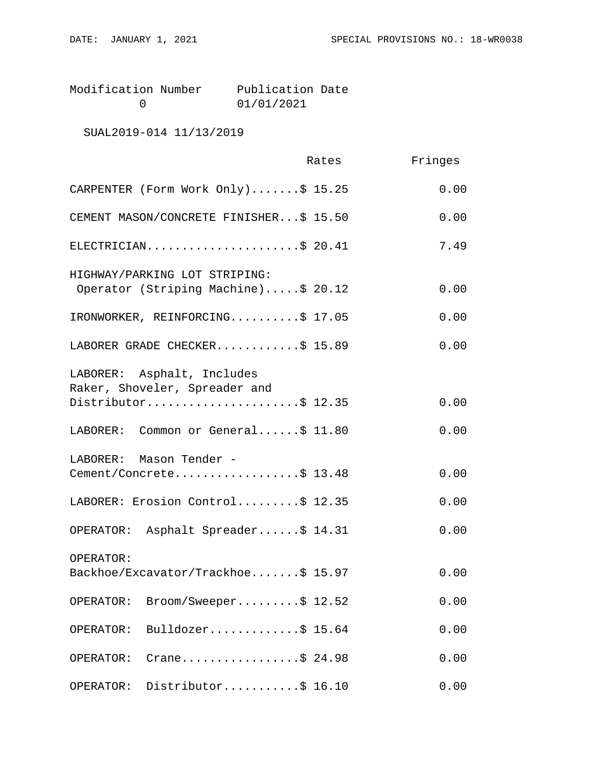| Modification Number | Publication Date |
|---|---|
| 0 | 01/01/2021 |

SUAL2019-014 11/13/2019

| | Rates | Fringes |
|---|---|---|
| CARPENTER (Form Work Only) | $ 15.25 | 0.00 |
| CEMENT MASON/CONCRETE FINISHER | $ 15.50 | 0.00 |
| ELECTRICIAN | $ 20.41 | 7.49 |
| HIGHWAY/PARKING LOT STRIPING: Operator (Striping Machine) | $ 20.12 | 0.00 |
| IRONWORKER, REINFORCING | $ 17.05 | 0.00 |
| LABORER GRADE CHECKER | $ 15.89 | 0.00 |
| LABORER: Asphalt, Includes Raker, Shoveler, Spreader and Distributor | $ 12.35 | 0.00 |
| LABORER: Common or General | $ 11.80 | 0.00 |
| LABORER: Mason Tender - Cement/Concrete | $ 13.48 | 0.00 |
| LABORER: Erosion Control | $ 12.35 | 0.00 |
| OPERATOR: Asphalt Spreader | $ 14.31 | 0.00 |
| OPERATOR: Backhoe/Excavator/Trackhoe | $ 15.97 | 0.00 |
| OPERATOR: Broom/Sweeper | $ 12.52 | 0.00 |
| OPERATOR: Bulldozer | $ 15.64 | 0.00 |
| OPERATOR: Crane | $ 24.98 | 0.00 |
| OPERATOR: Distributor | $ 16.10 | 0.00 |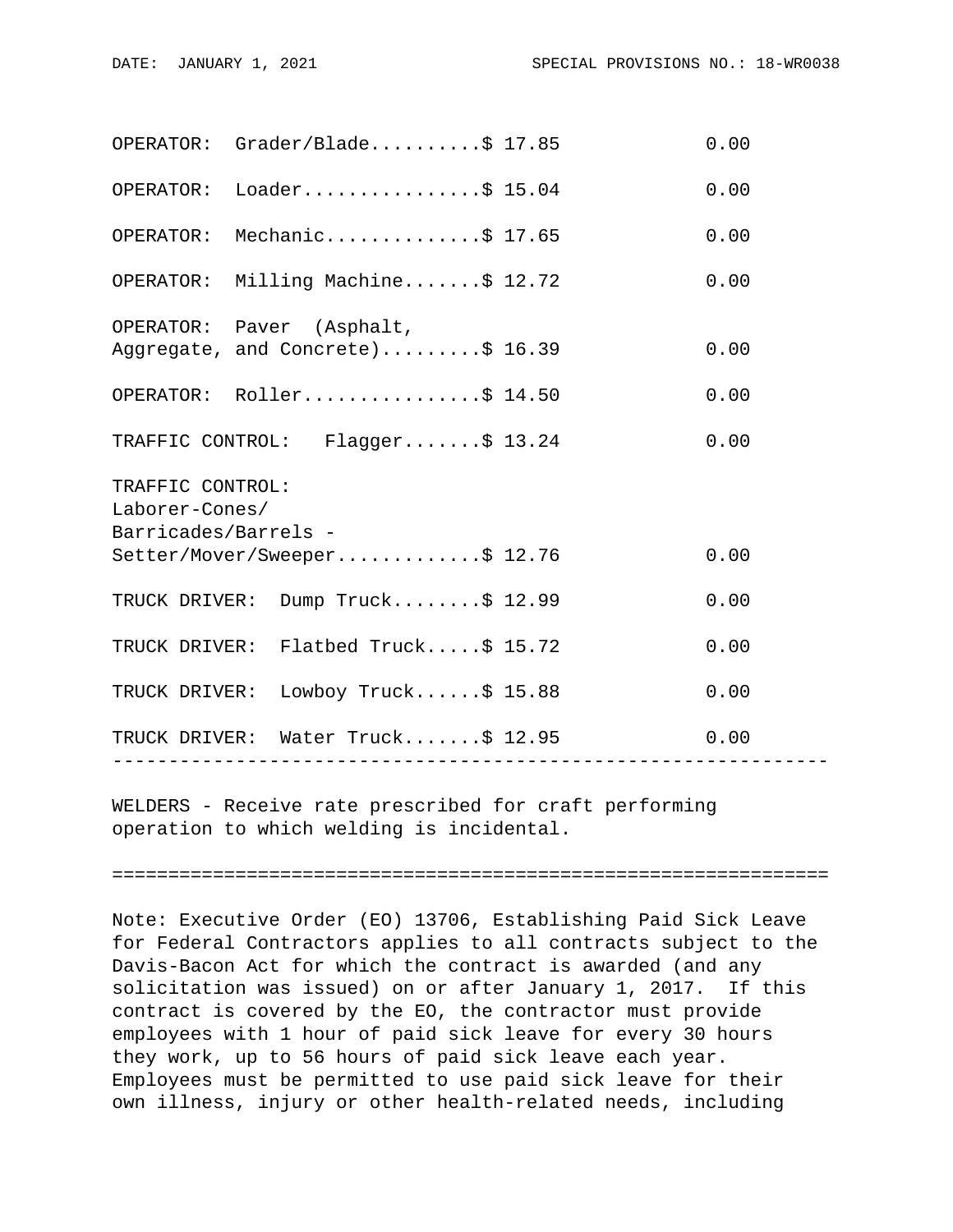| Classification | Rates | Fringes |
|---|---|---|
| OPERATOR: Grader/Blade | $ 17.85 | 0.00 |
| OPERATOR: Loader | $ 15.04 | 0.00 |
| OPERATOR: Mechanic | $ 17.65 | 0.00 |
| OPERATOR: Milling Machine | $ 12.72 | 0.00 |
| OPERATOR: Paver (Asphalt, Aggregate, and Concrete) | $ 16.39 | 0.00 |
| OPERATOR: Roller | $ 14.50 | 0.00 |
| TRAFFIC CONTROL: Flagger | $ 13.24 | 0.00 |
| TRAFFIC CONTROL: Laborer-Cones/ Barricades/Barrels - Setter/Mover/Sweeper | $ 12.76 | 0.00 |
| TRUCK DRIVER: Dump Truck | $ 12.99 | 0.00 |
| TRUCK DRIVER: Flatbed Truck | $ 15.72 | 0.00 |
| TRUCK DRIVER: Lowboy Truck | $ 15.88 | 0.00 |
| TRUCK DRIVER: Water Truck | $ 12.95 | 0.00 |

---

WELDERS - Receive rate prescribed for craft performing operation to which welding is incidental.

---

Note: Executive Order (EO) 13706, Establishing Paid Sick Leave for Federal Contractors applies to all contracts subject to the Davis-Bacon Act for which the contract is awarded (and any solicitation was issued) on or after January 1, 2017. If this contract is covered by the EO, the contractor must provide employees with 1 hour of paid sick leave for every 30 hours they work, up to 56 hours of paid sick leave each year. Employees must be permitted to use paid sick leave for their own illness, injury or other health-related needs, including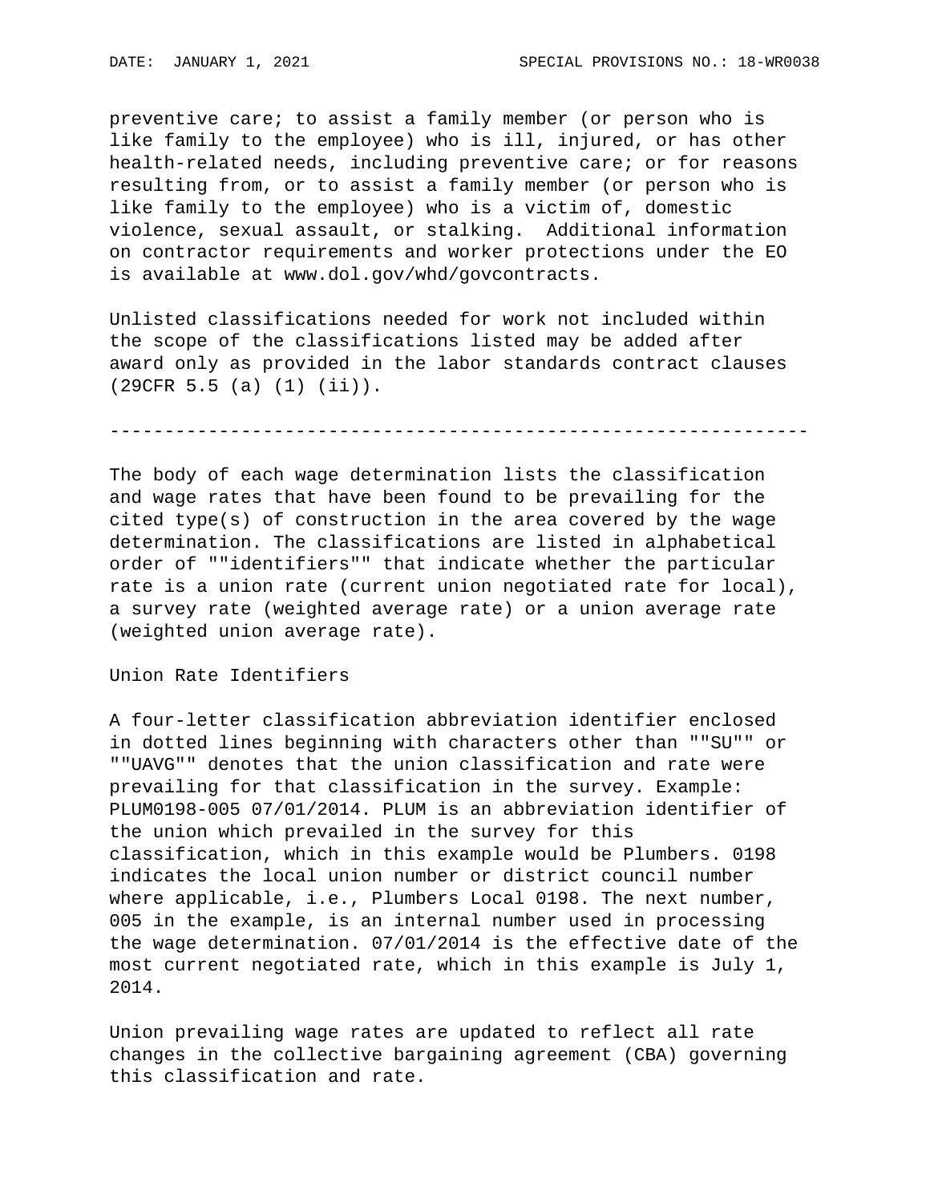preventive care; to assist a family member (or person who is like family to the employee) who is ill, injured, or has other health-related needs, including preventive care; or for reasons resulting from, or to assist a family member (or person who is like family to the employee) who is a victim of, domestic violence, sexual assault, or stalking.  Additional information on contractor requirements and worker protections under the EO is available at www.dol.gov/whd/govcontracts.

Unlisted classifications needed for work not included within the scope of the classifications listed may be added after award only as provided in the labor standards contract clauses (29CFR 5.5 (a) (1) (ii)).

----------------------------------------------------------------

The body of each wage determination lists the classification and wage rates that have been found to be prevailing for the cited type(s) of construction in the area covered by the wage determination. The classifications are listed in alphabetical order of ""identifiers"" that indicate whether the particular rate is a union rate (current union negotiated rate for local), a survey rate (weighted average rate) or a union average rate (weighted union average rate).

Union Rate Identifiers

A four-letter classification abbreviation identifier enclosed in dotted lines beginning with characters other than ""SU"" or ""UAVG"" denotes that the union classification and rate were prevailing for that classification in the survey. Example: PLUM0198-005 07/01/2014. PLUM is an abbreviation identifier of the union which prevailed in the survey for this classification, which in this example would be Plumbers. 0198 indicates the local union number or district council number where applicable, i.e., Plumbers Local 0198. The next number, 005 in the example, is an internal number used in processing the wage determination. 07/01/2014 is the effective date of the most current negotiated rate, which in this example is July 1, 2014.

Union prevailing wage rates are updated to reflect all rate changes in the collective bargaining agreement (CBA) governing this classification and rate.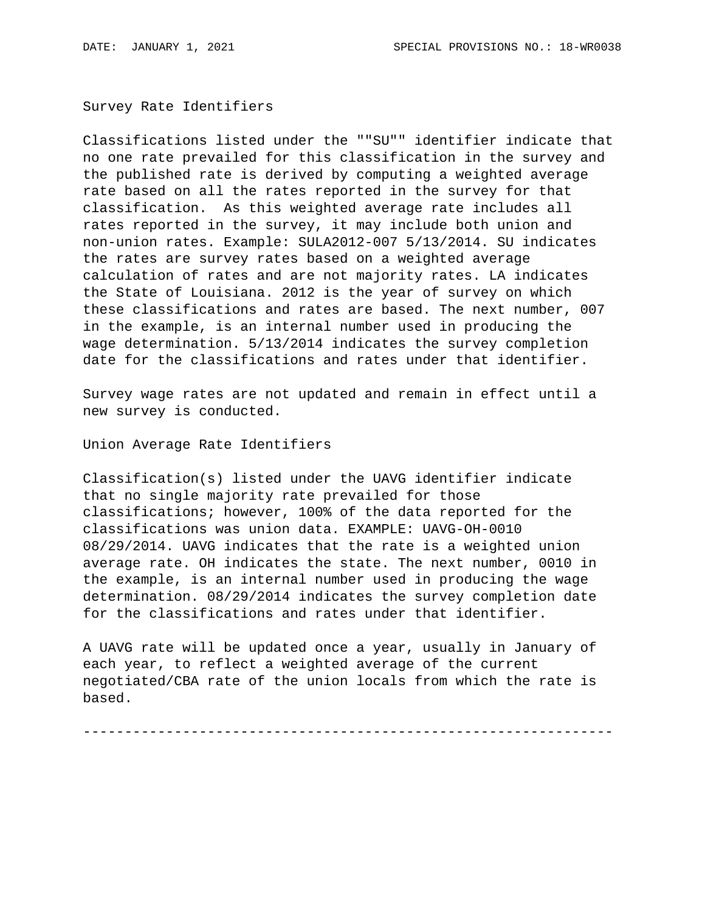Survey Rate Identifiers

Classifications listed under the ""SU"" identifier indicate that no one rate prevailed for this classification in the survey and the published rate is derived by computing a weighted average rate based on all the rates reported in the survey for that classification. As this weighted average rate includes all rates reported in the survey, it may include both union and non-union rates. Example: SULA2012-007 5/13/2014. SU indicates the rates are survey rates based on a weighted average calculation of rates and are not majority rates. LA indicates the State of Louisiana. 2012 is the year of survey on which these classifications and rates are based. The next number, 007 in the example, is an internal number used in producing the wage determination. 5/13/2014 indicates the survey completion date for the classifications and rates under that identifier.

Survey wage rates are not updated and remain in effect until a new survey is conducted.

Union Average Rate Identifiers

Classification(s) listed under the UAVG identifier indicate that no single majority rate prevailed for those classifications; however, 100% of the data reported for the classifications was union data. EXAMPLE: UAVG-OH-0010 08/29/2014. UAVG indicates that the rate is a weighted union average rate. OH indicates the state. The next number, 0010 in the example, is an internal number used in producing the wage determination. 08/29/2014 indicates the survey completion date for the classifications and rates under that identifier.

A UAVG rate will be updated once a year, usually in January of each year, to reflect a weighted average of the current negotiated/CBA rate of the union locals from which the rate is based.

----------------------------------------------------------------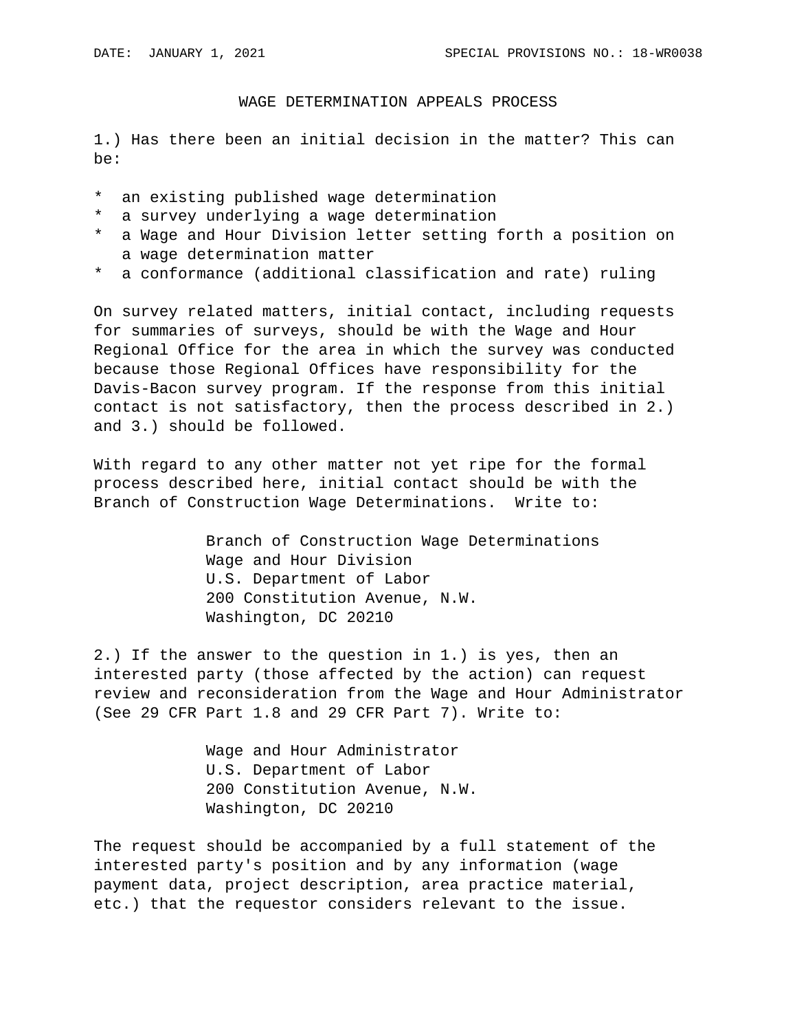DATE: JANUARY 1, 2021 SPECIAL PROVISIONS NO.: 18-WR0038

## WAGE DETERMINATION APPEALS PROCESS

1.) Has there been an initial decision in the matter? This can be:

* an existing published wage determination
* a survey underlying a wage determination
* a Wage and Hour Division letter setting forth a position on a wage determination matter
* a conformance (additional classification and rate) ruling

On survey related matters, initial contact, including requests for summaries of surveys, should be with the Wage and Hour Regional Office for the area in which the survey was conducted because those Regional Offices have responsibility for the Davis-Bacon survey program. If the response from this initial contact is not satisfactory, then the process described in 2.) and 3.) should be followed.

With regard to any other matter not yet ripe for the formal process described here, initial contact should be with the Branch of Construction Wage Determinations. Write to:

Branch of Construction Wage Determinations
Wage and Hour Division
U.S. Department of Labor
200 Constitution Avenue, N.W.
Washington, DC 20210

2.) If the answer to the question in 1.) is yes, then an interested party (those affected by the action) can request review and reconsideration from the Wage and Hour Administrator (See 29 CFR Part 1.8 and 29 CFR Part 7). Write to:

Wage and Hour Administrator
U.S. Department of Labor
200 Constitution Avenue, N.W.
Washington, DC 20210

The request should be accompanied by a full statement of the interested party's position and by any information (wage payment data, project description, area practice material, etc.) that the requestor considers relevant to the issue.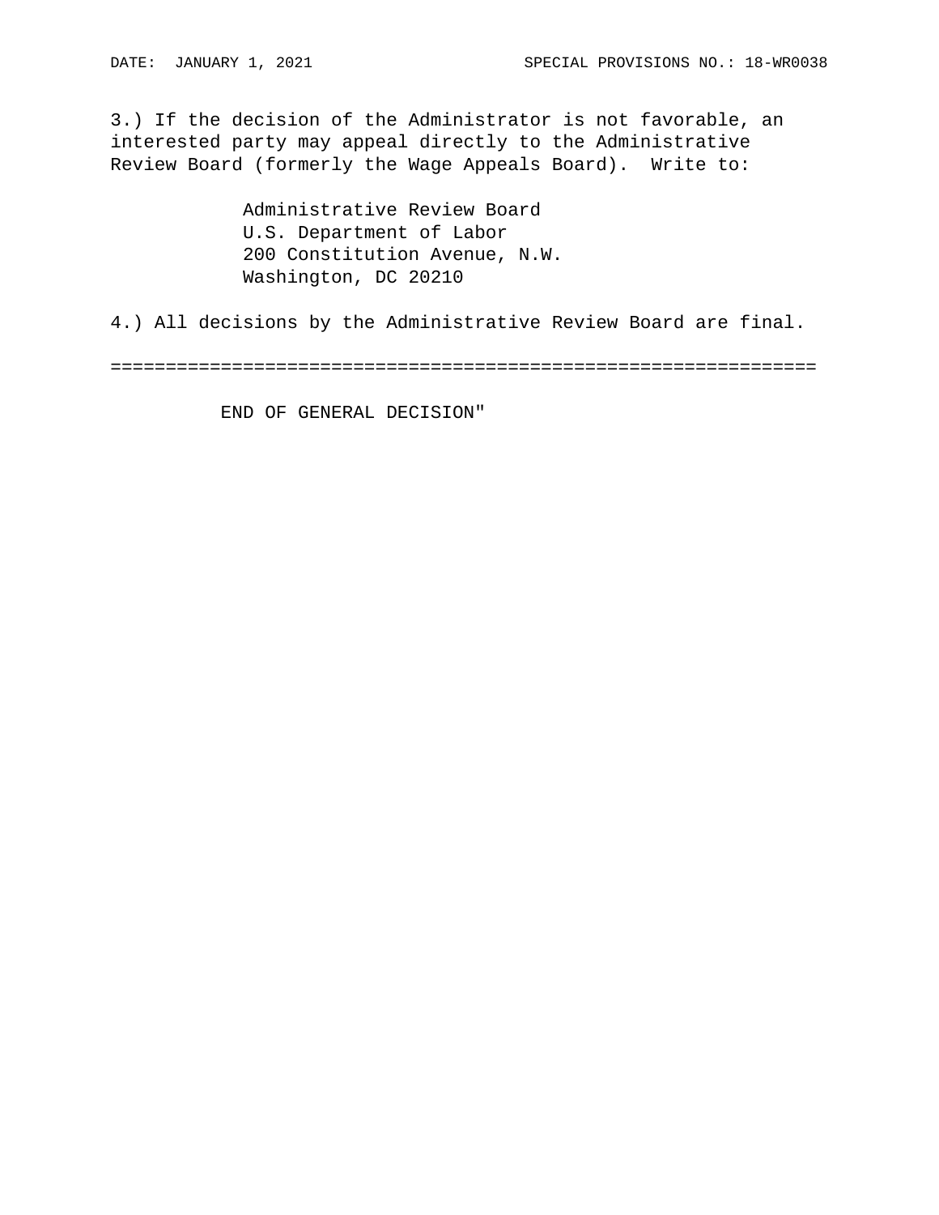3.) If the decision of the Administrator is not favorable, an interested party may appeal directly to the Administrative Review Board (formerly the Wage Appeals Board). Write to:

Administrative Review Board
U.S. Department of Labor
200 Constitution Avenue, N.W.
Washington, DC 20210

4.) All decisions by the Administrative Review Board are final.

================================================================

END OF GENERAL DECISION"